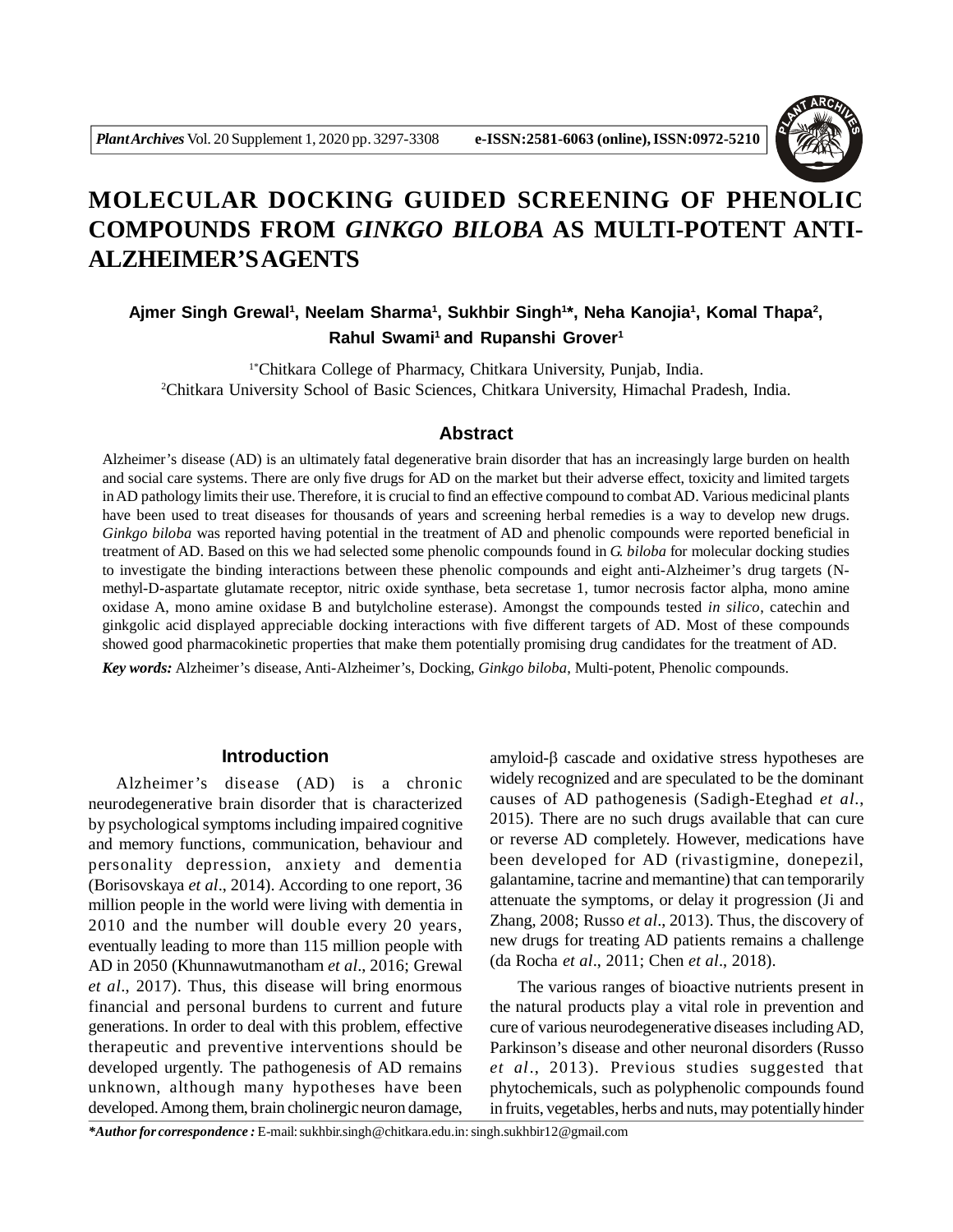# MOLECULAR DOCKING GUIDED SCREENING OF PHENOLIC COMPOUNDS FROM *GINKGO BILOBA* AS MULTI-POTENT ANTI-ALZHEIMER'S AGENTS

**Ajmer Singh Grewal[1], Neelam Sharma[1], Sukhbir Singh[1]*, Neha Kanojia[1], Komal Thapa[2], Rahul Swami[1] and Rupanshi Grover[1]**

[1*]Chitkara College of Pharmacy, Chitkara University, Punjab, India.
[2]Chitkara University School of Basic Sciences, Chitkara University, Himachal Pradesh, India.

## Abstract

Alzheimer's disease (AD) is an ultimately fatal degenerative brain disorder that has an increasingly large burden on health and social care systems. There are only five drugs for AD on the market but their adverse effect, toxicity and limited targets in AD pathology limits their use. Therefore, it is crucial to find an effective compound to combat AD. Various medicinal plants have been used to treat diseases for thousands of years and screening herbal remedies is a way to develop new drugs. *Ginkgo biloba* was reported having potential in the treatment of AD and phenolic compounds were reported beneficial in treatment of AD. Based on this we had selected some phenolic compounds found in *G. biloba* for molecular docking studies to investigate the binding interactions between these phenolic compounds and eight anti-Alzheimer's drug targets (N-methyl-D-aspartate glutamate receptor, nitric oxide synthase, beta secretase 1, tumor necrosis factor alpha, mono amine oxidase A, mono amine oxidase B and butylcholine esterase). Amongst the compounds tested *in silico*, catechin and ginkgolic acid displayed appreciable docking interactions with five different targets of AD. Most of these compounds showed good pharmacokinetic properties that make them potentially promising drug candidates for the treatment of AD.

***Key words:*** Alzheimer's disease, Anti-Alzheimer's, Docking, *Ginkgo biloba*, Multi-potent, Phenolic compounds.

## Introduction

Alzheimer's disease (AD) is a chronic neurodegenerative brain disorder that is characterized by psychological symptoms including impaired cognitive and memory functions, communication, behaviour and personality depression, anxiety and dementia (Borisovskaya *et al*., 2014). According to one report, 36 million people in the world were living with dementia in 2010 and the number will double every 20 years, eventually leading to more than 115 million people with AD in 2050 (Khunnawutmanotham *et al*., 2016; Grewal *et al*., 2017). Thus, this disease will bring enormous financial and personal burdens to current and future generations. In order to deal with this problem, effective therapeutic and preventive interventions should be developed urgently. The pathogenesis of AD remains unknown, although many hypotheses have been developed. Among them, brain cholinergic neuron damage, amyloid-β cascade and oxidative stress hypotheses are widely recognized and are speculated to be the dominant causes of AD pathogenesis (Sadigh-Eteghad *et al*., 2015). There are no such drugs available that can cure or reverse AD completely. However, medications have been developed for AD (rivastigmine, donepezil, galantamine, tacrine and memantine) that can temporarily attenuate the symptoms, or delay it progression (Ji and Zhang, 2008; Russo *et al*., 2013). Thus, the discovery of new drugs for treating AD patients remains a challenge (da Rocha *et al*., 2011; Chen *et al*., 2018).

The various ranges of bioactive nutrients present in the natural products play a vital role in prevention and cure of various neurodegenerative diseases including AD, Parkinson's disease and other neuronal disorders (Russo *et al*., 2013). Previous studies suggested that phytochemicals, such as polyphenolic compounds found in fruits, vegetables, herbs and nuts, may potentially hinder

***Author for correspondence :** E-mail: sukhbir.singh@chitkara.edu.in: singh.sukhbir12@gmail.com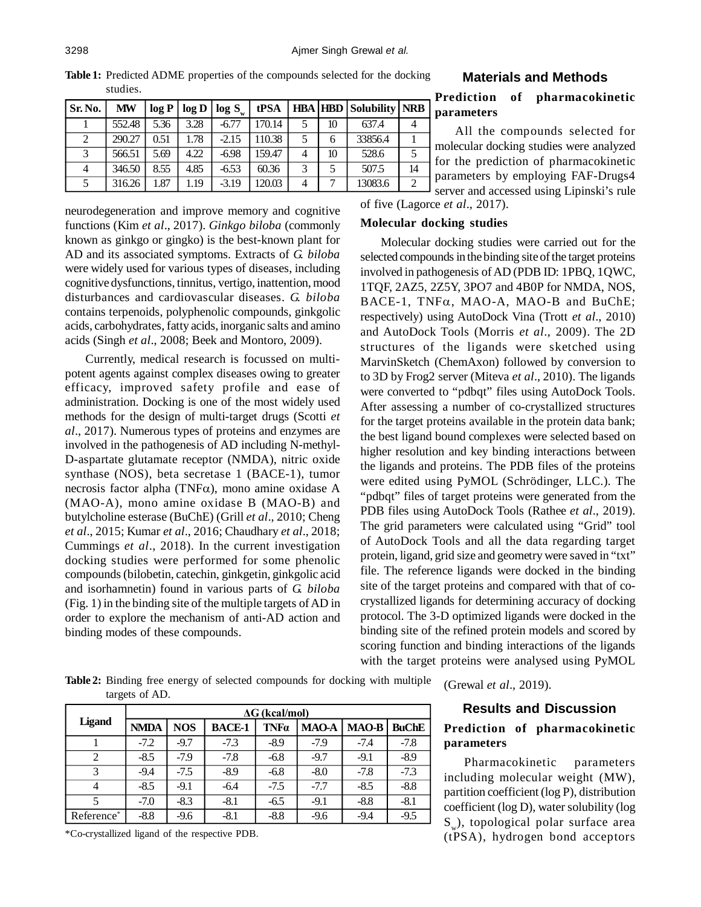**Table 1:** Predicted ADME properties of the compounds selected for the docking studies.

| Sr. No. | MW | log P | log D | log $S_w$ | tPSA | HBA | HBD | Solubility | NRB |
|---|---|---|---|---|---|---|---|---|---|
| 1 | 552.48 | 5.36 | 3.28 | -6.77 | 170.14 | 5 | 10 | 637.4 | 4 |
| 2 | 290.27 | 0.51 | 1.78 | -2.15 | 110.38 | 5 | 6 | 33856.4 | 1 |
| 3 | 566.51 | 5.69 | 4.22 | -6.98 | 159.47 | 4 | 10 | 528.6 | 5 |
| 4 | 346.50 | 8.55 | 4.85 | -6.53 | 60.36 | 3 | 5 | 507.5 | 14 |
| 5 | 316.26 | 1.87 | 1.19 | -3.19 | 120.03 | 4 | 7 | 13083.6 | 2 |

neurodegeneration and improve memory and cognitive functions (Kim *et al*., 2017). *Ginkgo biloba* (commonly known as ginkgo or gingko) is the best-known plant for AD and its associated symptoms. Extracts of *G. biloba* were widely used for various types of diseases, including cognitive dysfunctions, tinnitus, vertigo, inattention, mood disturbances and cardiovascular diseases. *G. biloba* contains terpenoids, polyphenolic compounds, ginkgolic acids, carbohydrates, fatty acids, inorganic salts and amino acids (Singh *et al*., 2008; Beek and Montoro, 2009).

Currently, medical research is focussed on multi-potent agents against complex diseases owing to greater efficacy, improved safety profile and ease of administration. Docking is one of the most widely used methods for the design of multi-target drugs (Scotti *et al*., 2017). Numerous types of proteins and enzymes are involved in the pathogenesis of AD including N-methyl-D-aspartate glutamate receptor (NMDA), nitric oxide synthase (NOS), beta secretase 1 (BACE-1), tumor necrosis factor alpha (TNF$\alpha$), mono amine oxidase A (MAO-A), mono amine oxidase B (MAO-B) and butylcholine esterase (BuChE) (Grill *et al*., 2010; Cheng *et al*., 2015; Kumar *et al*., 2016; Chaudhary *et al*., 2018; Cummings *et al*., 2018). In the current investigation docking studies were performed for some phenolic compounds (bilobetin, catechin, ginkgetin, ginkgolic acid and isorhamnetin) found in various parts of *G. biloba* (Fig. 1) in the binding site of the multiple targets of AD in order to explore the mechanism of anti-AD action and binding modes of these compounds.

## Materials and Methods

### Prediction of pharmacokinetic parameters

All the compounds selected for molecular docking studies were analyzed for the prediction of pharmacokinetic parameters by employing FAF-Drugs4 server and accessed using Lipinski's rule of five (Lagorce *et al*., 2017).

### Molecular docking studies

Molecular docking studies were carried out for the selected compounds in the binding site of the target proteins involved in pathogenesis of AD (PDB ID: 1PBQ, 1QWC, 1TQF, 2AZ5, 2Z5Y, 3PO7 and 4B0P for NMDA, NOS, BACE-1, TNF$\alpha$, MAO-A, MAO-B and BuChE; respectively) using AutoDock Vina (Trott *et al*., 2010) and AutoDock Tools (Morris *et al*., 2009). The 2D structures of the ligands were sketched using MarvinSketch (ChemAxon) followed by conversion to to 3D by Frog2 server (Miteva *et al*., 2010). The ligands were converted to "pdbqt" files using AutoDock Tools. After assessing a number of co-crystallized structures for the target proteins available in the protein data bank; the best ligand bound complexes were selected based on higher resolution and key binding interactions between the ligands and proteins. The PDB files of the proteins were edited using PyMOL (Schrödinger, LLC.). The "pdbqt" files of target proteins were generated from the PDB files using AutoDock Tools (Rathee *et al*., 2019). The grid parameters were calculated using "Grid" tool of AutoDock Tools and all the data regarding target protein, ligand, grid size and geometry were saved in "txt" file. The reference ligands were docked in the binding site of the target proteins and compared with that of co-crystallized ligands for determining accuracy of docking protocol. The 3-D optimized ligands were docked in the binding site of the refined protein models and scored by scoring function and binding interactions of the ligands with the target proteins were analysed using PyMOL (Grewal *et al*., 2019).

**Table 2:** Binding free energy of selected compounds for docking with multiple targets of AD.

| Ligand | $\Delta$G (kcal/mol) | | | | | | |
|---|---|---|---|---|---|---|---|
| | NMDA | NOS | BACE-1 | TNF$\alpha$ | MAO-A | MAO-B | BuChE |
| 1 | -7.2 | -9.7 | -7.3 | -8.9 | -7.9 | -7.4 | -7.8 |
| 2 | -8.5 | -7.9 | -7.8 | -6.8 | -9.7 | -9.1 | -8.9 |
| 3 | -9.4 | -7.5 | -8.9 | -6.8 | -8.0 | -7.8 | -7.3 |
| 4 | -8.5 | -9.1 | -6.4 | -7.5 | -7.7 | -8.5 | -8.8 |
| 5 | -7.0 | -8.3 | -8.1 | -6.5 | -9.1 | -8.8 | -8.1 |
| Reference* | -8.8 | -9.6 | -8.1 | -8.8 | -9.6 | -9.4 | -9.5 |

*Co-crystallized ligand of the respective PDB.

## Results and Discussion

### Prediction of pharmacokinetic parameters

Pharmacokinetic parameters including molecular weight (MW), partition coefficient (log P), distribution coefficient (log D), water solubility (log $S_w$), topological polar surface area (tPSA), hydrogen bond acceptors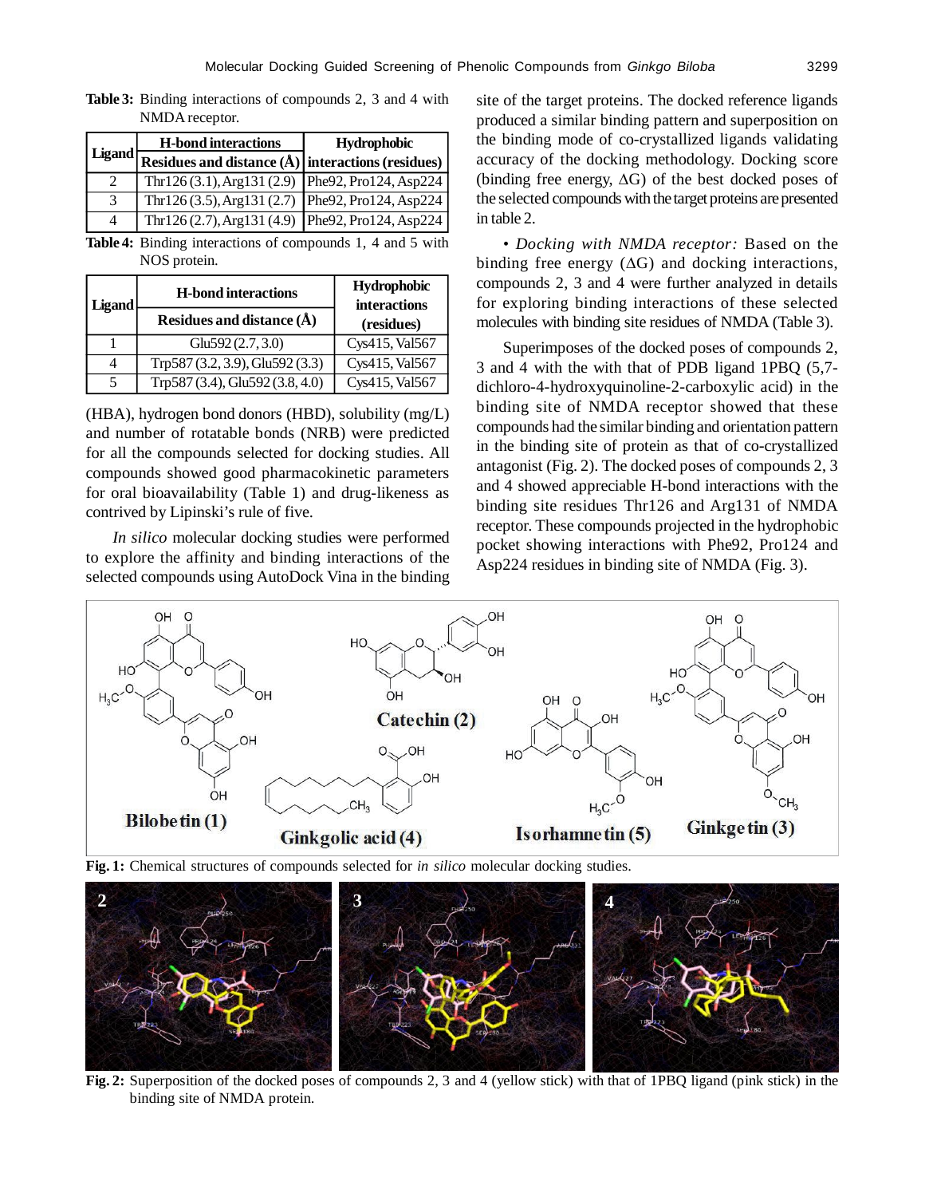**Table 3:** Binding interactions of compounds 2, 3 and 4 with NMDA receptor.

| Ligand | H-bond interactions | Hydrophobic |
|---|---|---|
| | Residues and distance (Å) | interactions (residues) |
| 2 | Thr126 (3.1), Arg131 (2.9) | Phe92, Pro124, Asp224 |
| 3 | Thr126 (3.5), Arg131 (2.7) | Phe92, Pro124, Asp224 |
| 4 | Thr126 (2.7), Arg131 (4.9) | Phe92, Pro124, Asp224 |

**Table 4:** Binding interactions of compounds 1, 4 and 5 with NOS protein.

| Ligand | H-bond interactions | Hydrophobic interactions |
|---|---|---|
| | Residues and distance (Å) | (residues) |
| 1 | Glu592 (2.7, 3.0) | Cys415, Val567 |
| 4 | Trp587 (3.2, 3.9), Glu592 (3.3) | Cys415, Val567 |
| 5 | Trp587 (3.4), Glu592 (3.8, 4.0) | Cys415, Val567 |

(HBA), hydrogen bond donors (HBD), solubility (mg/L) and number of rotatable bonds (NRB) were predicted for all the compounds selected for docking studies. All compounds showed good pharmacokinetic parameters for oral bioavailability (Table 1) and drug-likeness as contrived by Lipinski's rule of five.

*In silico* molecular docking studies were performed to explore the affinity and binding interactions of the selected compounds using AutoDock Vina in the binding site of the target proteins. The docked reference ligands produced a similar binding pattern and superposition on the binding mode of co-crystallized ligands validating accuracy of the docking methodology. Docking score (binding free energy, ΔG) of the best docked poses of the selected compounds with the target proteins are presented in table 2.

• *Docking with NMDA receptor:* Based on the binding free energy (ΔG) and docking interactions, compounds 2, 3 and 4 were further analyzed in details for exploring binding interactions of these selected molecules with binding site residues of NMDA (Table 3).

Superimposes of the docked poses of compounds 2, 3 and 4 with the with that of PDB ligand 1PBQ (5,7-dichloro-4-hydroxyquinoline-2-carboxylic acid) in the binding site of NMDA receptor showed that these compounds had the similar binding and orientation pattern in the binding site of protein as that of co-crystallized antagonist (Fig. 2). The docked poses of compounds 2, 3 and 4 showed appreciable H-bond interactions with the binding site residues Thr126 and Arg131 of NMDA receptor. These compounds projected in the hydrophobic pocket showing interactions with Phe92, Pro124 and Asp224 residues in binding site of NMDA (Fig. 3).

**Fig. 1:** Chemical structures of compounds selected for *in silico* molecular docking studies.

**Fig. 2:** Superposition of the docked poses of compounds 2, 3 and 4 (yellow stick) with that of 1PBQ ligand (pink stick) in the binding site of NMDA protein.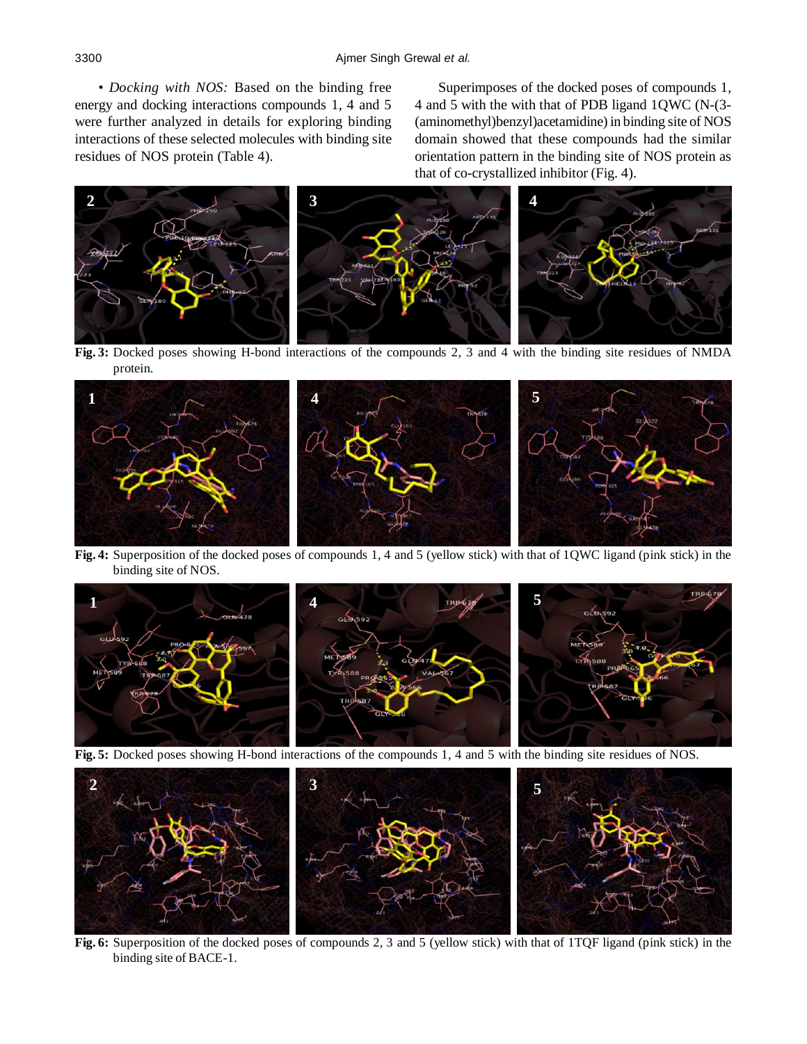• *Docking with NOS:* Based on the binding free energy and docking interactions compounds 1, 4 and 5 were further analyzed in details for exploring binding interactions of these selected molecules with binding site residues of NOS protein (Table 4).

Superimposes of the docked poses of compounds 1, 4 and 5 with the with that of PDB ligand 1QWC (N-(3-(aminomethyl)benzyl)acetamidine) in binding site of NOS domain showed that these compounds had the similar orientation pattern in the binding site of NOS protein as that of co-crystallized inhibitor (Fig. 4).

**Fig. 3:** Docked poses showing H-bond interactions of the compounds 2, 3 and 4 with the binding site residues of NMDA protein.

**Fig. 4:** Superposition of the docked poses of compounds 1, 4 and 5 (yellow stick) with that of 1QWC ligand (pink stick) in the binding site of NOS.

**Fig. 5:** Docked poses showing H-bond interactions of the compounds 1, 4 and 5 with the binding site residues of NOS.

**Fig. 6:** Superposition of the docked poses of compounds 2, 3 and 5 (yellow stick) with that of 1TQF ligand (pink stick) in the binding site of BACE-1.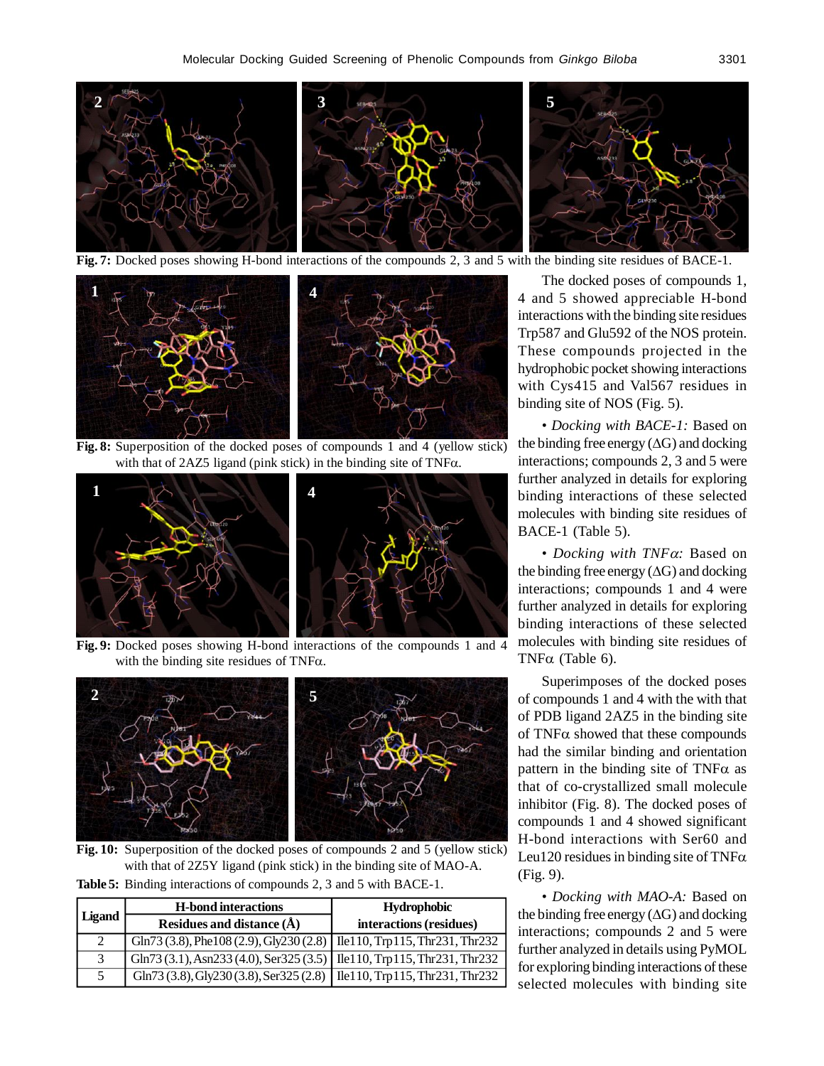Fig. 7: Docked poses showing H-bond interactions of the compounds 2, 3 and 5 with the binding site residues of BACE-1.

Fig. 8: Superposition of the docked poses of compounds 1 and 4 (yellow stick) with that of 2AZ5 ligand (pink stick) in the binding site of TNFα.

Fig. 9: Docked poses showing H-bond interactions of the compounds 1 and 4 with the binding site residues of TNFα.

Fig. 10: Superposition of the docked poses of compounds 2 and 5 (yellow stick) with that of 2Z5Y ligand (pink stick) in the binding site of MAO-A.

**Table 5:** Binding interactions of compounds 2, 3 and 5 with BACE-1.

| Ligand | H-bond interactions | Hydrophobic |
|---|---|---|
| | Residues and distance (Å) | interactions (residues) |
| 2 | Gln73 (3.8), Phe108 (2.9), Gly230 (2.8) | Ile110, Trp115, Thr231, Thr232 |
| 3 | Gln73 (3.1), Asn233 (4.0), Ser325 (3.5) | Ile110, Trp115, Thr231, Thr232 |
| 5 | Gln73 (3.8), Gly230 (3.8), Ser325 (2.8) | Ile110, Trp115, Thr231, Thr232 |

The docked poses of compounds 1, 4 and 5 showed appreciable H-bond interactions with the binding site residues Trp587 and Glu592 of the NOS protein. These compounds projected in the hydrophobic pocket showing interactions with Cys415 and Val567 residues in binding site of NOS (Fig. 5).

• *Docking with BACE-1:* Based on the binding free energy (ΔG) and docking interactions; compounds 2, 3 and 5 were further analyzed in details for exploring binding interactions of these selected molecules with binding site residues of BACE-1 (Table 5).

• *Docking with TNFα:* Based on the binding free energy (ΔG) and docking interactions; compounds 1 and 4 were further analyzed in details for exploring binding interactions of these selected molecules with binding site residues of TNFα (Table 6).

Superimposes of the docked poses of compounds 1 and 4 with the with that of PDB ligand 2AZ5 in the binding site of TNFα showed that these compounds had the similar binding and orientation pattern in the binding site of TNFα as that of co-crystallized small molecule inhibitor (Fig. 8). The docked poses of compounds 1 and 4 showed significant H-bond interactions with Ser60 and Leu120 residues in binding site of TNFα (Fig. 9).

• *Docking with MAO-A:* Based on the binding free energy (ΔG) and docking interactions; compounds 2 and 5 were further analyzed in details using PyMOL for exploring binding interactions of these selected molecules with binding site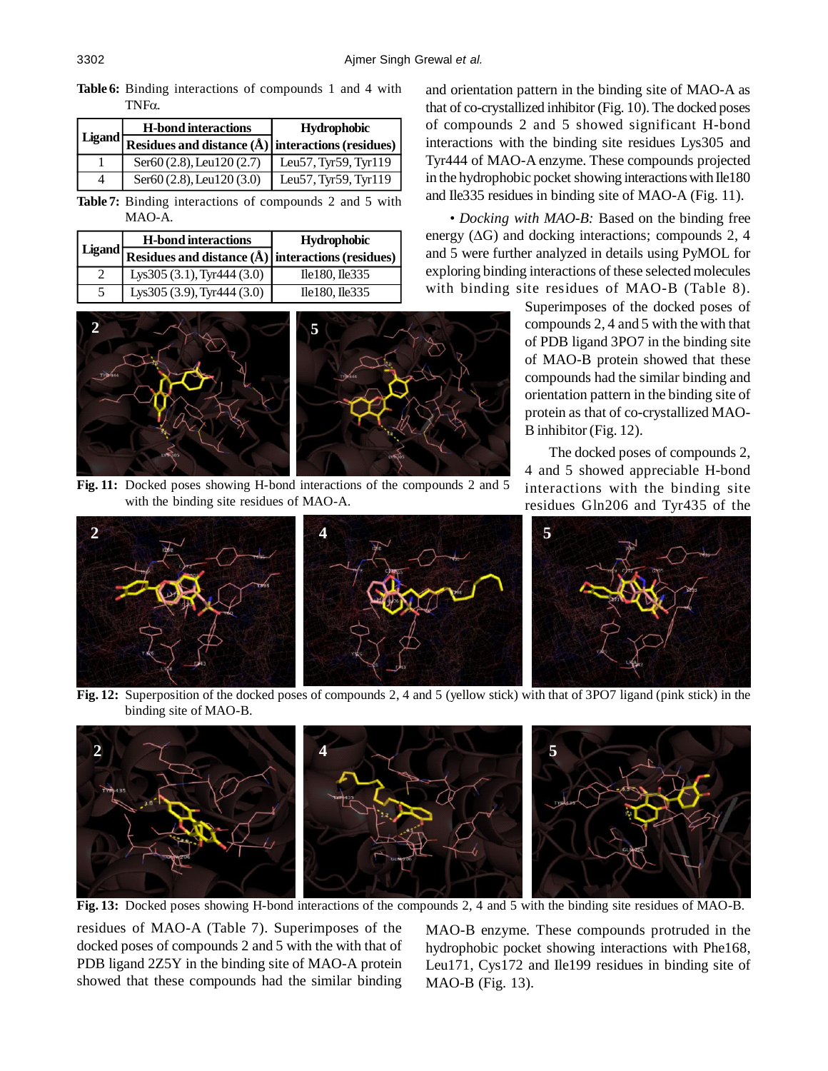**Table 6:** Binding interactions of compounds 1 and 4 with TNFα.

| Ligand | H-bond interactions | Hydrophobic |
|---|---|---|
| | Residues and distance (Å) | interactions (residues) |
| 1 | Ser60 (2.8), Leu120 (2.7) | Leu57, Tyr59, Tyr119 |
| 4 | Ser60 (2.8), Leu120 (3.0) | Leu57, Tyr59, Tyr119 |

**Table 7:** Binding interactions of compounds 2 and 5 with MAO-A.

| Ligand | H-bond interactions | Hydrophobic |
|---|---|---|
| | Residues and distance (Å) | interactions (residues) |
| 2 | Lys305 (3.1), Tyr444 (3.0) | Ile180, Ile335 |
| 5 | Lys305 (3.9), Tyr444 (3.0) | Ile180, Ile335 |

**Fig. 11:** Docked poses showing H-bond interactions of the compounds 2 and 5 with the binding site residues of MAO-A.

**Fig. 12:** Superposition of the docked poses of compounds 2, 4 and 5 (yellow stick) with that of 3PO7 ligand (pink stick) in the binding site of MAO-B.

**Fig. 13:** Docked poses showing H-bond interactions of the compounds 2, 4 and 5 with the binding site residues of MAO-B.

residues of MAO-A (Table 7). Superimposes of the docked poses of compounds 2 and 5 with the with that of PDB ligand 2Z5Y in the binding site of MAO-A protein showed that these compounds had the similar binding and orientation pattern in the binding site of MAO-A as that of co-crystallized inhibitor (Fig. 10). The docked poses of compounds 2 and 5 showed significant H-bond interactions with the binding site residues Lys305 and Tyr444 of MAO-A enzyme. These compounds projected in the hydrophobic pocket showing interactions with Ile180 and Ile335 residues in binding site of MAO-A (Fig. 11).

• *Docking with MAO-B:* Based on the binding free energy (ΔG) and docking interactions; compounds 2, 4 and 5 were further analyzed in details using PyMOL for exploring binding interactions of these selected molecules with binding site residues of MAO-B (Table 8). Superimposes of the docked poses of compounds 2, 4 and 5 with the with that of PDB ligand 3PO7 in the binding site of MAO-B protein showed that these compounds had the similar binding and orientation pattern in the binding site of protein as that of co-crystallized MAO-B inhibitor (Fig. 12).

The docked poses of compounds 2, 4 and 5 showed appreciable H-bond interactions with the binding site residues Gln206 and Tyr435 of the MAO-B enzyme. These compounds protruded in the hydrophobic pocket showing interactions with Phe168, Leu171, Cys172 and Ile199 residues in binding site of MAO-B (Fig. 13).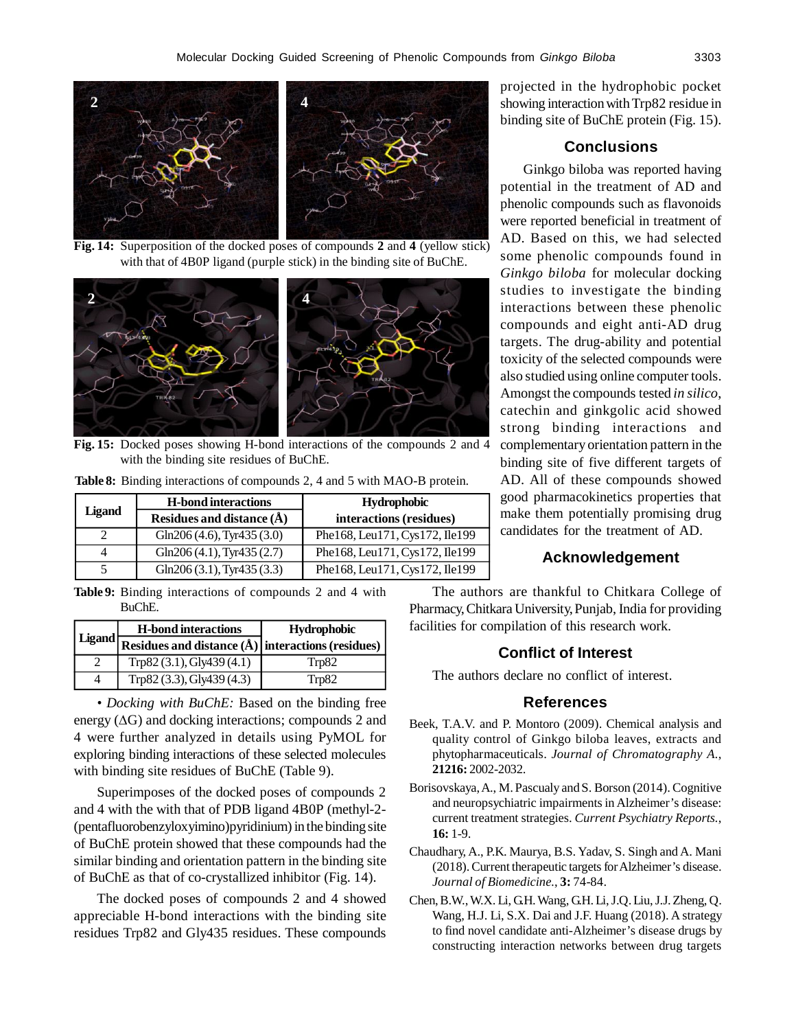Fig. 14: Superposition of the docked poses of compounds **2** and **4** (yellow stick) with that of 4B0P ligand (purple stick) in the binding site of BuChE.

Fig. 15: Docked poses showing H-bond interactions of the compounds 2 and 4 with the binding site residues of BuChE.

**Table 8:** Binding interactions of compounds 2, 4 and 5 with MAO-B protein.

| Ligand | H-bond interactions Residues and distance (Å) | Hydrophobic interactions (residues) |
|---|---|---|
| 2 | Gln206 (4.6), Tyr435 (3.0) | Phe168, Leu171, Cys172, Ile199 |
| 4 | Gln206 (4.1), Tyr435 (2.7) | Phe168, Leu171, Cys172, Ile199 |
| 5 | Gln206 (3.1), Tyr435 (3.3) | Phe168, Leu171, Cys172, Ile199 |

**Table 9:** Binding interactions of compounds 2 and 4 with BuChE.

| Ligand | H-bond interactions Residues and distance (Å) | Hydrophobic interactions (residues) |
|---|---|---|
| 2 | Trp82 (3.1), Gly439 (4.1) | Trp82 |
| 4 | Trp82 (3.3), Gly439 (4.3) | Trp82 |

• *Docking with BuChE:* Based on the binding free energy (ΔG) and docking interactions; compounds 2 and 4 were further analyzed in details using PyMOL for exploring binding interactions of these selected molecules with binding site residues of BuChE (Table 9).

Superimposes of the docked poses of compounds 2 and 4 with the with that of PDB ligand 4B0P (methyl-2-(pentafluorobenzyloxyimino)pyridinium) in the binding site of BuChE protein showed that these compounds had the similar binding and orientation pattern in the binding site of BuChE as that of co-crystallized inhibitor (Fig. 14).

The docked poses of compounds 2 and 4 showed appreciable H-bond interactions with the binding site residues Trp82 and Gly435 residues. These compounds projected in the hydrophobic pocket showing interaction with Trp82 residue in binding site of BuChE protein (Fig. 15).

## Conclusions

Ginkgo biloba was reported having potential in the treatment of AD and phenolic compounds such as flavonoids were reported beneficial in treatment of AD. Based on this, we had selected some phenolic compounds found in *Ginkgo biloba* for molecular docking studies to investigate the binding interactions between these phenolic compounds and eight anti-AD drug targets. The drug-ability and potential toxicity of the selected compounds were also studied using online computer tools. Amongst the compounds tested *in silico*, catechin and ginkgolic acid showed strong binding interactions and complementary orientation pattern in the binding site of five different targets of AD. All of these compounds showed good pharmacokinetics properties that make them potentially promising drug candidates for the treatment of AD.

## Acknowledgement

The authors are thankful to Chitkara College of Pharmacy, Chitkara University, Punjab, India for providing facilities for compilation of this research work.

## Conflict of Interest

The authors declare no conflict of interest.

## References

Beek, T.A.V. and P. Montoro (2009). Chemical analysis and quality control of Ginkgo biloba leaves, extracts and phytopharmaceuticals. *Journal of Chromatography A.*, **21216:** 2002-2032.

Borisovskaya, A., M. Pascualy and S. Borson (2014). Cognitive and neuropsychiatric impairments in Alzheimer's disease: current treatment strategies. *Current Psychiatry Reports.*, **16:** 1-9.

Chaudhary, A., P.K. Maurya, B.S. Yadav, S. Singh and A. Mani (2018). Current therapeutic targets for Alzheimer's disease. *Journal of Biomedicine.*, **3:** 74-84.

Chen, B.W., W.X. Li, G.H. Wang, G.H. Li, J.Q. Liu, J.J. Zheng, Q. Wang, H.J. Li, S.X. Dai and J.F. Huang (2018). A strategy to find novel candidate anti-Alzheimer's disease drugs by constructing interaction networks between drug targets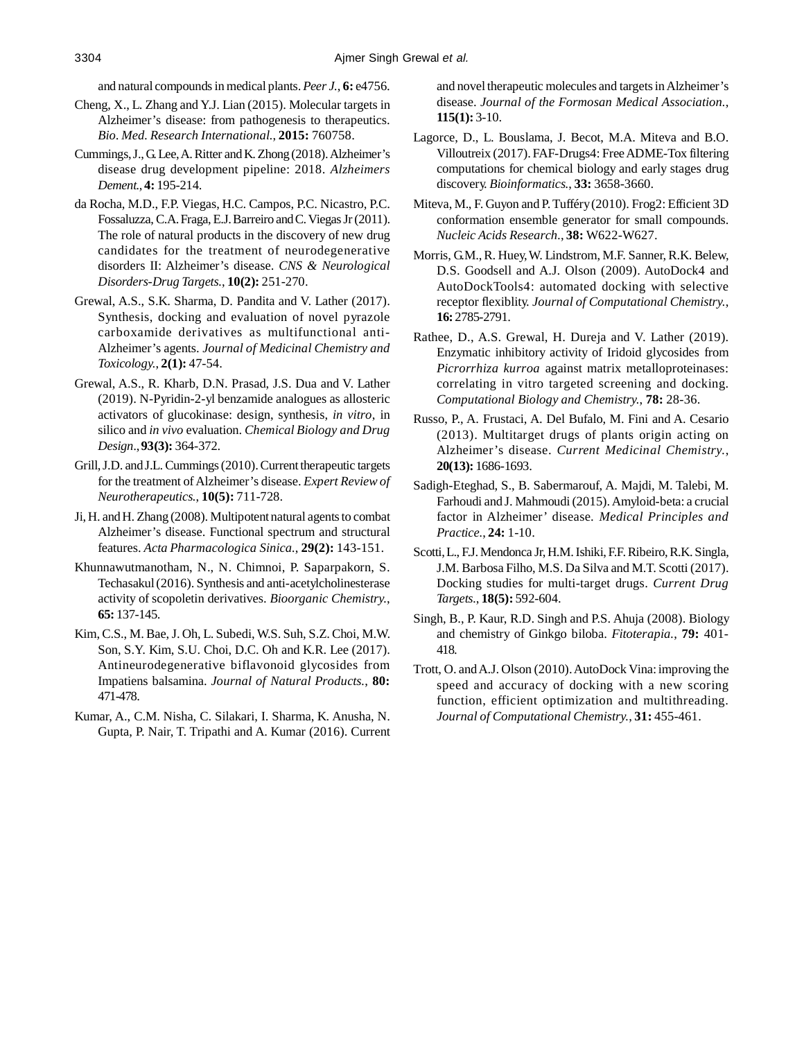and natural compounds in medical plants. *Peer J.*, **6:** e4756.

Cheng, X., L. Zhang and Y.J. Lian (2015). Molecular targets in Alzheimer's disease: from pathogenesis to therapeutics. *Bio. Med. Research International.*, **2015:** 760758.

Cummings, J., G. Lee, A. Ritter and K. Zhong (2018). Alzheimer's disease drug development pipeline: 2018. *Alzheimers Dement.*, **4:** 195-214.

da Rocha, M.D., F.P. Viegas, H.C. Campos, P.C. Nicastro, P.C. Fossaluzza, C.A. Fraga, E.J. Barreiro and C. Viegas Jr (2011). The role of natural products in the discovery of new drug candidates for the treatment of neurodegenerative disorders II: Alzheimer's disease. *CNS & Neurological Disorders-Drug Targets.*, **10(2):** 251-270.

Grewal, A.S., S.K. Sharma, D. Pandita and V. Lather (2017). Synthesis, docking and evaluation of novel pyrazole carboxamide derivatives as multifunctional anti-Alzheimer's agents. *Journal of Medicinal Chemistry and Toxicology.*, **2(1):** 47-54.

Grewal, A.S., R. Kharb, D.N. Prasad, J.S. Dua and V. Lather (2019). N-Pyridin-2-yl benzamide analogues as allosteric activators of glucokinase: design, synthesis, *in vitro*, in silico and *in vivo* evaluation. *Chemical Biology and Drug Design.*, **93(3):** 364-372.

Grill, J.D. and J.L. Cummings (2010). Current therapeutic targets for the treatment of Alzheimer's disease. *Expert Review of Neurotherapeutics.*, **10(5):** 711-728.

Ji, H. and H. Zhang (2008). Multipotent natural agents to combat Alzheimer's disease. Functional spectrum and structural features. *Acta Pharmacologica Sinica.*, **29(2):** 143-151.

Khunnawutmanotham, N., N. Chimnoi, P. Saparpakorn, S. Techasakul (2016). Synthesis and anti-acetylcholinesterase activity of scopoletin derivatives. *Bioorganic Chemistry.*, **65:** 137-145.

Kim, C.S., M. Bae, J. Oh, L. Subedi, W.S. Suh, S.Z. Choi, M.W. Son, S.Y. Kim, S.U. Choi, D.C. Oh and K.R. Lee (2017). Antineurodegenerative biflavonoid glycosides from Impatiens balsamina. *Journal of Natural Products.*, **80:** 471-478.

Kumar, A., C.M. Nisha, C. Silakari, I. Sharma, K. Anusha, N. Gupta, P. Nair, T. Tripathi and A. Kumar (2016). Current and novel therapeutic molecules and targets in Alzheimer's disease. *Journal of the Formosan Medical Association.*, **115(1):** 3-10.

Lagorce, D., L. Bouslama, J. Becot, M.A. Miteva and B.O. Villoutreix (2017). FAF-Drugs4: Free ADME-Tox filtering computations for chemical biology and early stages drug discovery. *Bioinformatics.*, **33:** 3658-3660.

Miteva, M., F. Guyon and P. Tufféry (2010). Frog2: Efficient 3D conformation ensemble generator for small compounds. *Nucleic Acids Research.*, **38:** W622-W627.

Morris, G.M., R. Huey, W. Lindstrom, M.F. Sanner, R.K. Belew, D.S. Goodsell and A.J. Olson (2009). AutoDock4 and AutoDockTools4: automated docking with selective receptor flexiblity. *Journal of Computational Chemistry.*, **16:** 2785-2791.

Rathee, D., A.S. Grewal, H. Dureja and V. Lather (2019). Enzymatic inhibitory activity of Iridoid glycosides from *Picrorrhiza kurroa* against matrix metalloproteinases: correlating in vitro targeted screening and docking. *Computational Biology and Chemistry.*, **78:** 28-36.

Russo, P., A. Frustaci, A. Del Bufalo, M. Fini and A. Cesario (2013). Multitarget drugs of plants origin acting on Alzheimer's disease. *Current Medicinal Chemistry.*, **20(13):** 1686-1693.

Sadigh-Eteghad, S., B. Sabermarouf, A. Majdi, M. Talebi, M. Farhoudi and J. Mahmoudi (2015). Amyloid-beta: a crucial factor in Alzheimer' disease. *Medical Principles and Practice.*, **24:** 1-10.

Scotti, L., F.J. Mendonca Jr, H.M. Ishiki, F.F. Ribeiro, R.K. Singla, J.M. Barbosa Filho, M.S. Da Silva and M.T. Scotti (2017). Docking studies for multi-target drugs. *Current Drug Targets.*, **18(5):** 592-604.

Singh, B., P. Kaur, R.D. Singh and P.S. Ahuja (2008). Biology and chemistry of Ginkgo biloba. *Fitoterapia.*, **79:** 401-418.

Trott, O. and A.J. Olson (2010). AutoDock Vina: improving the speed and accuracy of docking with a new scoring function, efficient optimization and multithreading. *Journal of Computational Chemistry.*, **31:** 455-461.